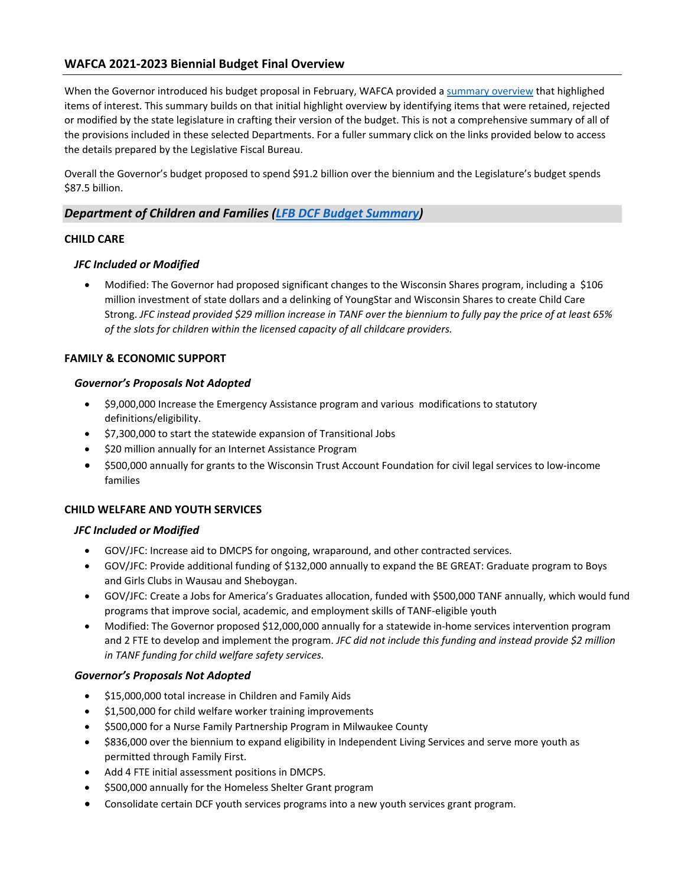## WAFCA 2021-2023 Biennial Budget Final Overview

When the Governor introduced his budget proposal in February, WAFCA provided a [summary overview](summary overview) that highlighted items of interest. This summary builds on that initial highlight overview by identifying items that were retained, rejected or modified by the state legislature in crafting their version of the budget. This is not a comprehensive summary of all of the provisions included in these selected Departments. For a fuller summary click on the links provided below to access the details prepared by the Legislative Fiscal Bureau.

Overall the Governor's budget proposed to spend $91.2 billion over the biennium and the Legislature's budget spends $87.5 billion.

### *Department of Children and Families ([LFB DCF Budget Summary](LFB DCF Budget Summary))*

#### CHILD CARE

##### *JFC Included or Modified*

- Modified: The Governor had proposed significant changes to the Wisconsin Shares program, including a $106 million investment of state dollars and a delinking of YoungStar and Wisconsin Shares to create Child Care Strong. *JFC instead provided $29 million increase in TANF over the biennium to fully pay the price of at least 65% of the slots for children within the licensed capacity of all childcare providers.*

#### FAMILY & ECONOMIC SUPPORT

##### *Governor's Proposals Not Adopted*

- $9,000,000 Increase the Emergency Assistance program and various modifications to statutory definitions/eligibility.
- $7,300,000 to start the statewide expansion of Transitional Jobs
- $20 million annually for an Internet Assistance Program
- $500,000 annually for grants to the Wisconsin Trust Account Foundation for civil legal services to low-income families

#### CHILD WELFARE AND YOUTH SERVICES

##### *JFC Included or Modified*

- GOV/JFC: Increase aid to DMCPS for ongoing, wraparound, and other contracted services.
- GOV/JFC: Provide additional funding of $132,000 annually to expand the BE GREAT: Graduate program to Boys and Girls Clubs in Wausau and Sheboygan.
- GOV/JFC: Create a Jobs for America's Graduates allocation, funded with $500,000 TANF annually, which would fund programs that improve social, academic, and employment skills of TANF-eligible youth
- Modified: The Governor proposed $12,000,000 annually for a statewide in-home services intervention program and 2 FTE to develop and implement the program. *JFC did not include this funding and instead provide $2 million in TANF funding for child welfare safety services.*

##### *Governor's Proposals Not Adopted*

- $15,000,000 total increase in Children and Family Aids
- $1,500,000 for child welfare worker training improvements
- $500,000 for a Nurse Family Partnership Program in Milwaukee County
- $836,000 over the biennium to expand eligibility in Independent Living Services and serve more youth as permitted through Family First.
- Add 4 FTE initial assessment positions in DMCPS.
- $500,000 annually for the Homeless Shelter Grant program
- Consolidate certain DCF youth services programs into a new youth services grant program.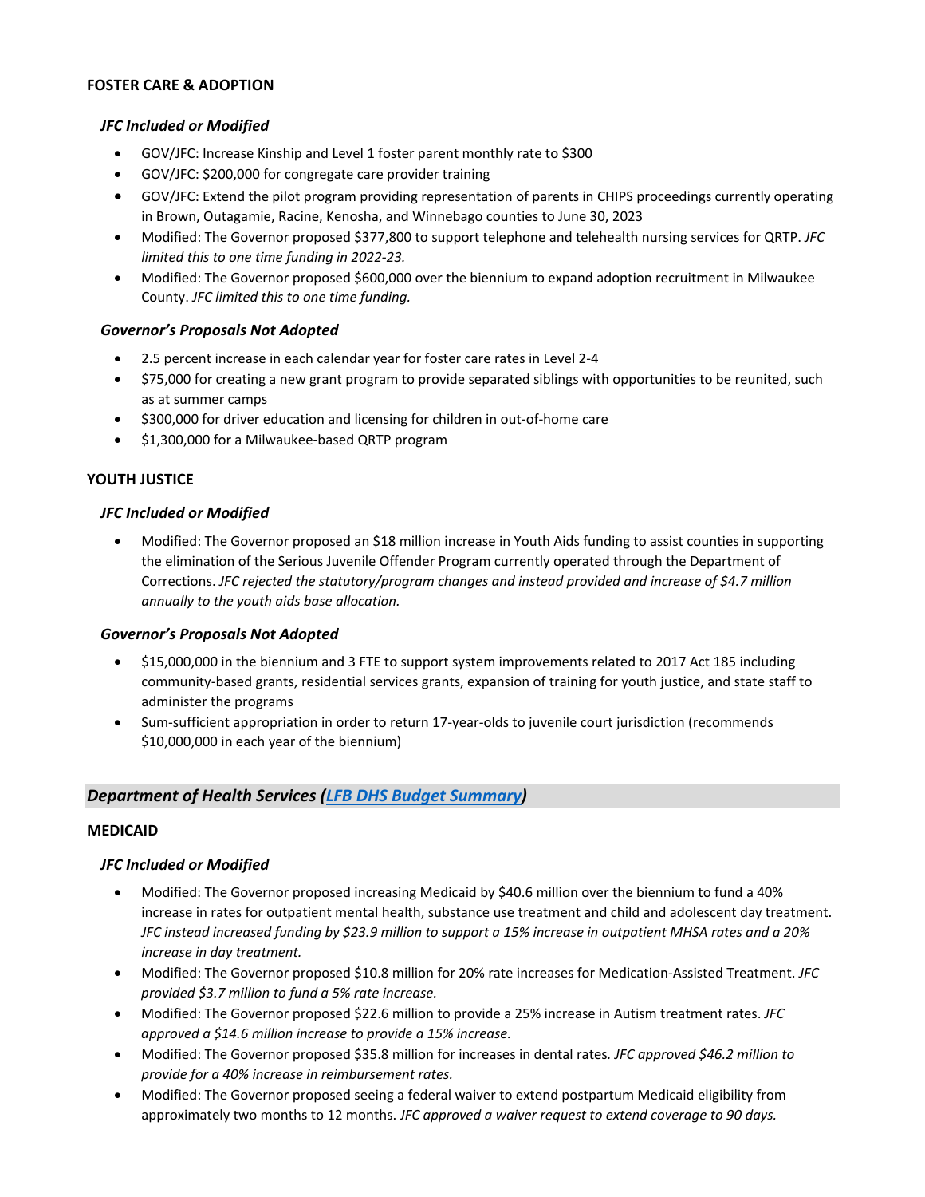**FOSTER CARE & ADOPTION**

***JFC Included or Modified***

- GOV/JFC: Increase Kinship and Level 1 foster parent monthly rate to $300
- GOV/JFC: $200,000 for congregate care provider training
- GOV/JFC: Extend the pilot program providing representation of parents in CHIPS proceedings currently operating in Brown, Outagamie, Racine, Kenosha, and Winnebago counties to June 30, 2023
- Modified: The Governor proposed $377,800 to support telephone and telehealth nursing services for QRTP. *JFC limited this to one time funding in 2022-23.*
- Modified: The Governor proposed $600,000 over the biennium to expand adoption recruitment in Milwaukee County. *JFC limited this to one time funding.*

***Governor's Proposals Not Adopted***

- 2.5 percent increase in each calendar year for foster care rates in Level 2-4
- $75,000 for creating a new grant program to provide separated siblings with opportunities to be reunited, such as at summer camps
- $300,000 for driver education and licensing for children in out-of-home care
- $1,300,000 for a Milwaukee-based QRTP program

**YOUTH JUSTICE**

***JFC Included or Modified***

- Modified: The Governor proposed an $18 million increase in Youth Aids funding to assist counties in supporting the elimination of the Serious Juvenile Offender Program currently operated through the Department of Corrections. *JFC rejected the statutory/program changes and instead provided and increase of $4.7 million annually to the youth aids base allocation.*

***Governor's Proposals Not Adopted***

- $15,000,000 in the biennium and 3 FTE to support system improvements related to 2017 Act 185 including community-based grants, residential services grants, expansion of training for youth justice, and state staff to administer the programs
- Sum-sufficient appropriation in order to return 17-year-olds to juvenile court jurisdiction (recommends $10,000,000 in each year of the biennium)

## *Department of Health Services (LFB DHS Budget Summary)*

**MEDICAID**

***JFC Included or Modified***

- Modified: The Governor proposed increasing Medicaid by $40.6 million over the biennium to fund a 40% increase in rates for outpatient mental health, substance use treatment and child and adolescent day treatment. *JFC instead increased funding by $23.9 million to support a 15% increase in outpatient MHSA rates and a 20% increase in day treatment.*
- Modified: The Governor proposed $10.8 million for 20% rate increases for Medication-Assisted Treatment. *JFC provided $3.7 million to fund a 5% rate increase.*
- Modified: The Governor proposed $22.6 million to provide a 25% increase in Autism treatment rates. *JFC approved a $14.6 million increase to provide a 15% increase.*
- Modified: The Governor proposed $35.8 million for increases in dental rates. *JFC approved $46.2 million to provide for a 40% increase in reimbursement rates.*
- Modified: The Governor proposed seeing a federal waiver to extend postpartum Medicaid eligibility from approximately two months to 12 months. *JFC approved a waiver request to extend coverage to 90 days.*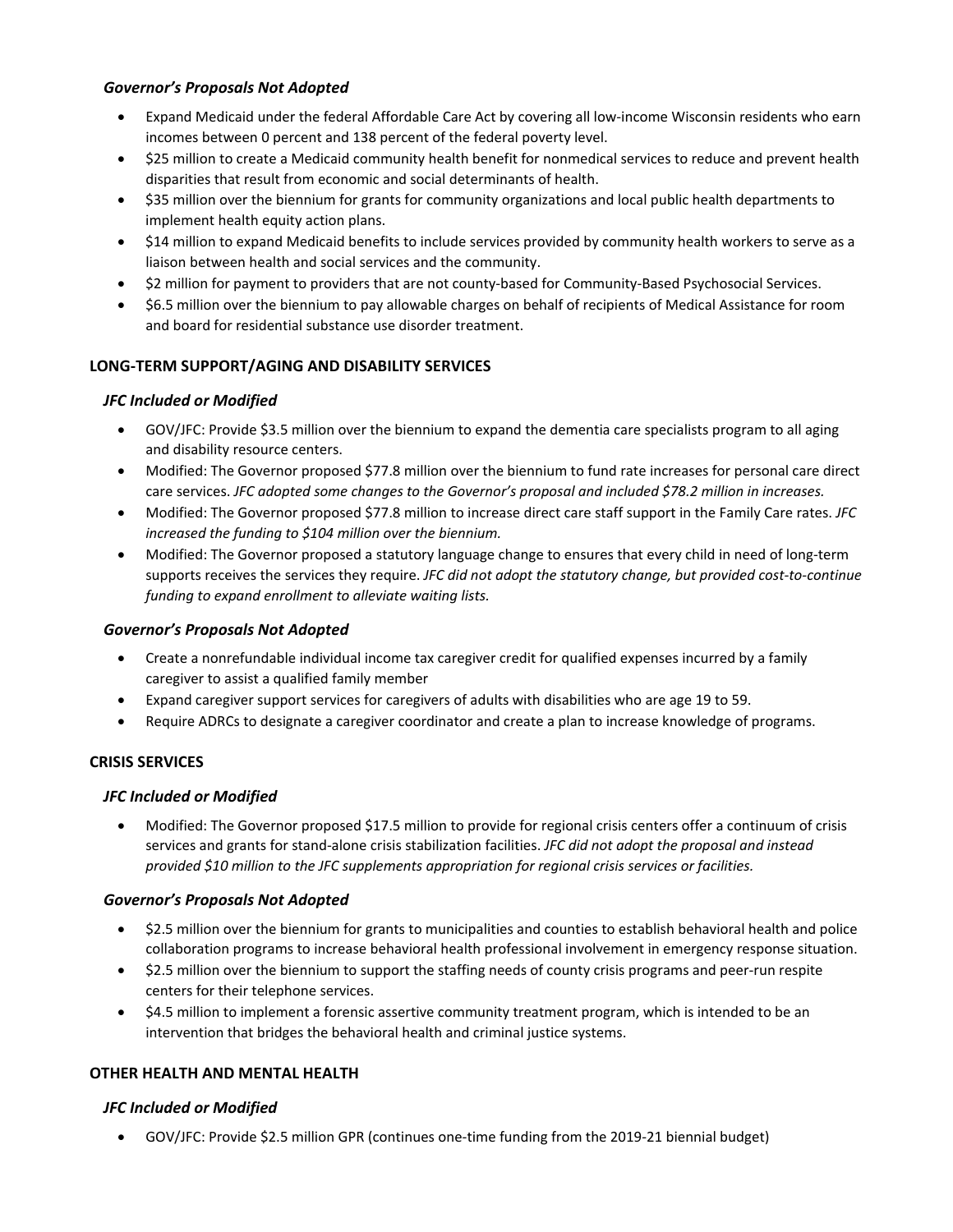### *Governor's Proposals Not Adopted*

- Expand Medicaid under the federal Affordable Care Act by covering all low-income Wisconsin residents who earn incomes between 0 percent and 138 percent of the federal poverty level.
- $25 million to create a Medicaid community health benefit for nonmedical services to reduce and prevent health disparities that result from economic and social determinants of health.
- $35 million over the biennium for grants for community organizations and local public health departments to implement health equity action plans.
- $14 million to expand Medicaid benefits to include services provided by community health workers to serve as a liaison between health and social services and the community.
- $2 million for payment to providers that are not county-based for Community-Based Psychosocial Services.
- $6.5 million over the biennium to pay allowable charges on behalf of recipients of Medical Assistance for room and board for residential substance use disorder treatment.

## LONG-TERM SUPPORT/AGING AND DISABILITY SERVICES

### *JFC Included or Modified*

- GOV/JFC: Provide $3.5 million over the biennium to expand the dementia care specialists program to all aging and disability resource centers.
- Modified: The Governor proposed $77.8 million over the biennium to fund rate increases for personal care direct care services. *JFC adopted some changes to the Governor's proposal and included $78.2 million in increases.*
- Modified: The Governor proposed $77.8 million to increase direct care staff support in the Family Care rates. *JFC increased the funding to $104 million over the biennium.*
- Modified: The Governor proposed a statutory language change to ensures that every child in need of long-term supports receives the services they require. *JFC did not adopt the statutory change, but provided cost-to-continue funding to expand enrollment to alleviate waiting lists.*

### *Governor's Proposals Not Adopted*

- Create a nonrefundable individual income tax caregiver credit for qualified expenses incurred by a family caregiver to assist a qualified family member
- Expand caregiver support services for caregivers of adults with disabilities who are age 19 to 59.
- Require ADRCs to designate a caregiver coordinator and create a plan to increase knowledge of programs.

## CRISIS SERVICES

### *JFC Included or Modified*

- Modified: The Governor proposed $17.5 million to provide for regional crisis centers offer a continuum of crisis services and grants for stand-alone crisis stabilization facilities. *JFC did not adopt the proposal and instead provided $10 million to the JFC supplements appropriation for regional crisis services or facilities.*

### *Governor's Proposals Not Adopted*

- $2.5 million over the biennium for grants to municipalities and counties to establish behavioral health and police collaboration programs to increase behavioral health professional involvement in emergency response situation.
- $2.5 million over the biennium to support the staffing needs of county crisis programs and peer-run respite centers for their telephone services.
- $4.5 million to implement a forensic assertive community treatment program, which is intended to be an intervention that bridges the behavioral health and criminal justice systems.

## OTHER HEALTH AND MENTAL HEALTH

### *JFC Included or Modified*

- GOV/JFC: Provide $2.5 million GPR (continues one-time funding from the 2019-21 biennial budget)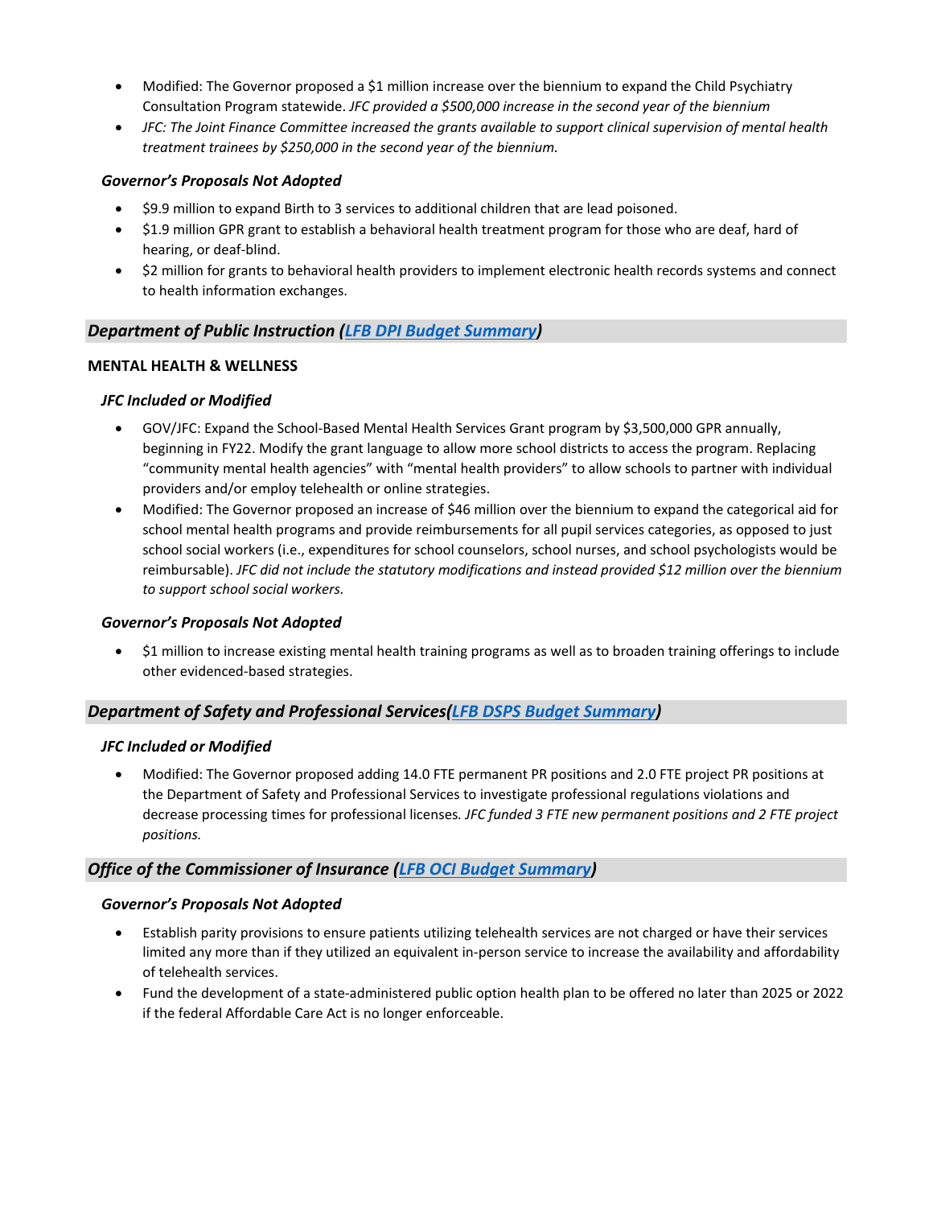- Modified: The Governor proposed a $1 million increase over the biennium to expand the Child Psychiatry Consultation Program statewide. *JFC provided a $500,000 increase in the second year of the biennium*
- *JFC: The Joint Finance Committee increased the grants available to support clinical supervision of mental health treatment trainees by $250,000 in the second year of the biennium.*

#### *Governor's Proposals Not Adopted*

- $9.9 million to expand Birth to 3 services to additional children that are lead poisoned.
- $1.9 million GPR grant to establish a behavioral health treatment program for those who are deaf, hard of hearing, or deaf-blind.
- $2 million for grants to behavioral health providers to implement electronic health records systems and connect to health information exchanges.

## *Department of Public Instruction (LFB DPI Budget Summary)*

### MENTAL HEALTH & WELLNESS

#### *JFC Included or Modified*

- GOV/JFC: Expand the School-Based Mental Health Services Grant program by $3,500,000 GPR annually, beginning in FY22. Modify the grant language to allow more school districts to access the program. Replacing "community mental health agencies" with "mental health providers" to allow schools to partner with individual providers and/or employ telehealth or online strategies.
- Modified: The Governor proposed an increase of $46 million over the biennium to expand the categorical aid for school mental health programs and provide reimbursements for all pupil services categories, as opposed to just school social workers (i.e., expenditures for school counselors, school nurses, and school psychologists would be reimbursable). *JFC did not include the statutory modifications and instead provided $12 million over the biennium to support school social workers.*

#### *Governor's Proposals Not Adopted*

- $1 million to increase existing mental health training programs as well as to broaden training offerings to include other evidenced-based strategies.

## *Department of Safety and Professional Services(LFB DSPS Budget Summary)*

#### *JFC Included or Modified*

- Modified: The Governor proposed adding 14.0 FTE permanent PR positions and 2.0 FTE project PR positions at the Department of Safety and Professional Services to investigate professional regulations violations and decrease processing times for professional licenses*. JFC funded 3 FTE new permanent positions and 2 FTE project positions.*

## *Office of the Commissioner of Insurance (LFB OCI Budget Summary)*

#### *Governor's Proposals Not Adopted*

- Establish parity provisions to ensure patients utilizing telehealth services are not charged or have their services limited any more than if they utilized an equivalent in-person service to increase the availability and affordability of telehealth services.
- Fund the development of a state-administered public option health plan to be offered no later than 2025 or 2022 if the federal Affordable Care Act is no longer enforceable.